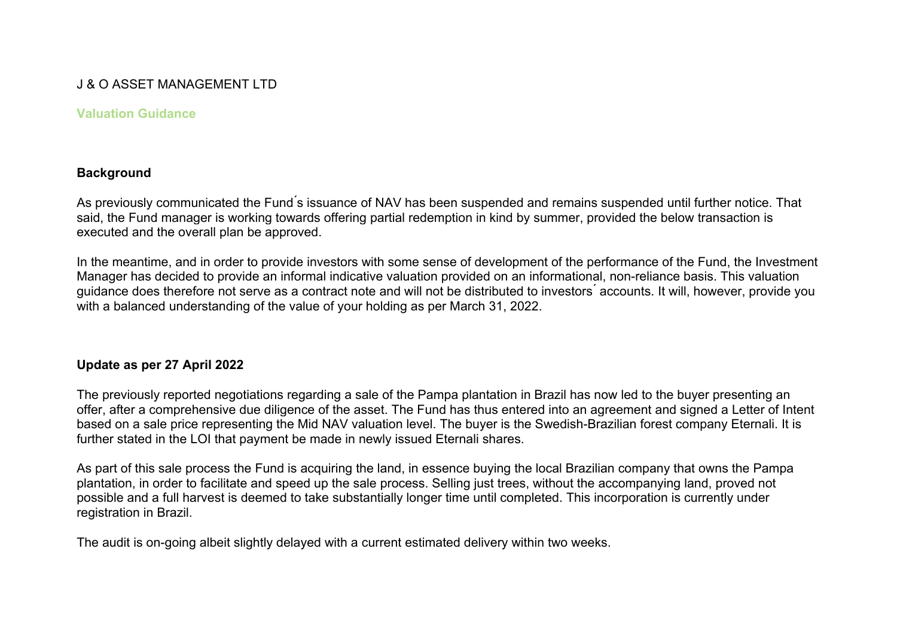J & O ASSET MANAGEMENT LTD

## Valuation Guidance

### Background

As previously communicated the Fund´s issuance of NAV has been suspended and remains suspended until further notice. That said, the Fund manager is working towards offering partial redemption in kind by summer, provided the below transaction is executed and the overall plan be approved.

In the meantime, and in order to provide investors with some sense of development of the performance of the Fund, the Investment Manager has decided to provide an informal indicative valuation provided on an informational, non-reliance basis. This valuation guidance does therefore not serve as a contract note and will not be distributed to investors´ accounts. It will, however, provide you with a balanced understanding of the value of your holding as per March 31, 2022.

### Update as per 27 April 2022

The previously reported negotiations regarding a sale of the Pampa plantation in Brazil has now led to the buyer presenting an offer, after a comprehensive due diligence of the asset. The Fund has thus entered into an agreement and signed a Letter of Intent based on a sale price representing the Mid NAV valuation level. The buyer is the Swedish-Brazilian forest company Eternali. It is further stated in the LOI that payment be made in newly issued Eternali shares.

As part of this sale process the Fund is acquiring the land, in essence buying the local Brazilian company that owns the Pampa plantation, in order to facilitate and speed up the sale process. Selling just trees, without the accompanying land, proved not possible and a full harvest is deemed to take substantially longer time until completed. This incorporation is currently under registration in Brazil.

The audit is on-going albeit slightly delayed with a current estimated delivery within two weeks.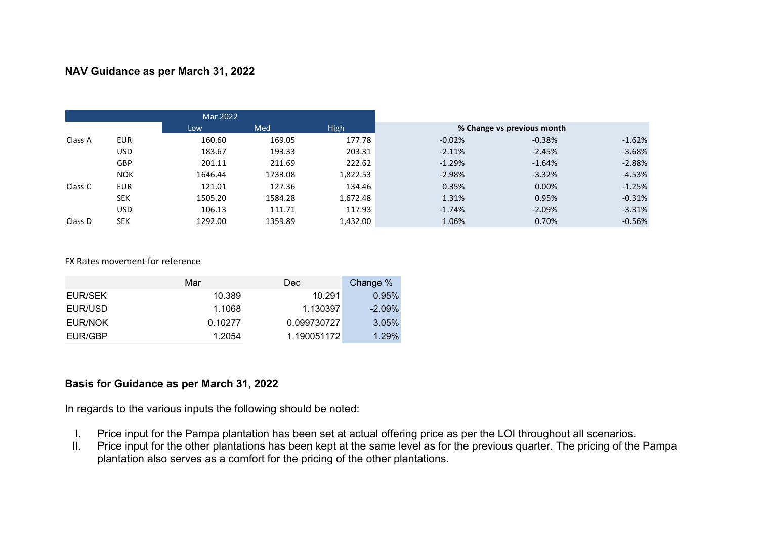## NAV Guidance as per March 31, 2022

| | | Mar 2022 | | | | | |
|---|---|---|---|---|---|---|---|
| | | Low | Med | High | % Change vs previous month | | |
| Class A | EUR | 160.60 | 169.05 | 177.78 | -0.02% | -0.38% | -1.62% |
| | USD | 183.67 | 193.33 | 203.31 | -2.11% | -2.45% | -3.68% |
| | GBP | 201.11 | 211.69 | 222.62 | -1.29% | -1.64% | -2.88% |
| | NOK | 1646.44 | 1733.08 | 1,822.53 | -2.98% | -3.32% | -4.53% |
| Class C | EUR | 121.01 | 127.36 | 134.46 | 0.35% | 0.00% | -1.25% |
| | SEK | 1505.20 | 1584.28 | 1,672.48 | 1.31% | 0.95% | -0.31% |
| | USD | 106.13 | 111.71 | 117.93 | -1.74% | -2.09% | -3.31% |
| Class D | SEK | 1292.00 | 1359.89 | 1,432.00 | 1.06% | 0.70% | -0.56% |

FX Rates movement for reference

| | Mar | Dec | Change % |
|---|---|---|---|
| EUR/SEK | 10.389 | 10.291 | 0.95% |
| EUR/USD | 1.1068 | 1.130397 | -2.09% |
| EUR/NOK | 0.10277 | 0.099730727 | 3.05% |
| EUR/GBP | 1.2054 | 1.190051172 | 1.29% |

## Basis for Guidance as per March 31, 2022

In regards to the various inputs the following should be noted:

I. Price input for the Pampa plantation has been set at actual offering price as per the LOI throughout all scenarios.
II. Price input for the other plantations has been kept at the same level as for the previous quarter. The pricing of the Pampa plantation also serves as a comfort for the pricing of the other plantations.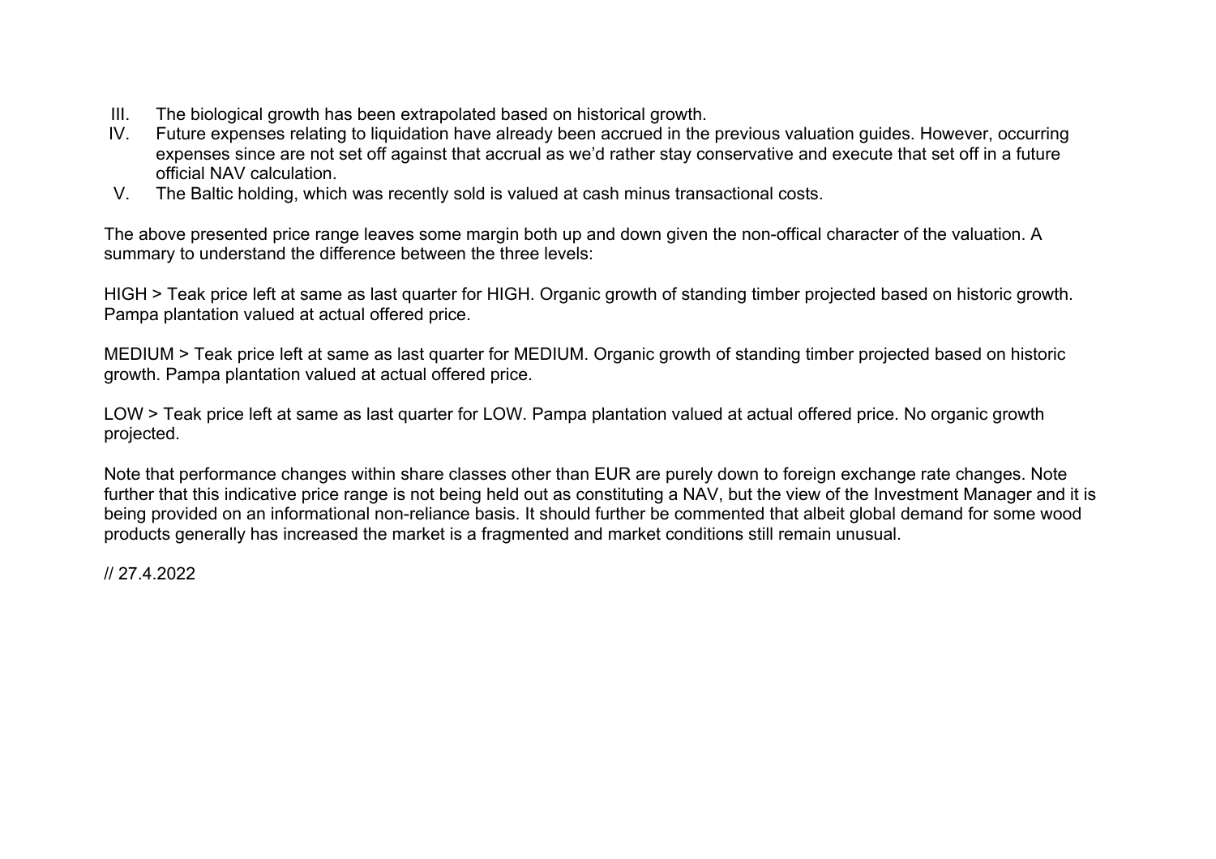III. The biological growth has been extrapolated based on historical growth.
IV. Future expenses relating to liquidation have already been accrued in the previous valuation guides. However, occurring expenses since are not set off against that accrual as we'd rather stay conservative and execute that set off in a future official NAV calculation.
V. The Baltic holding, which was recently sold is valued at cash minus transactional costs.

The above presented price range leaves some margin both up and down given the non-offical character of the valuation. A summary to understand the difference between the three levels:

HIGH > Teak price left at same as last quarter for HIGH. Organic growth of standing timber projected based on historic growth. Pampa plantation valued at actual offered price.

MEDIUM > Teak price left at same as last quarter for MEDIUM. Organic growth of standing timber projected based on historic growth. Pampa plantation valued at actual offered price.

LOW > Teak price left at same as last quarter for LOW. Pampa plantation valued at actual offered price. No organic growth projected.

Note that performance changes within share classes other than EUR are purely down to foreign exchange rate changes. Note further that this indicative price range is not being held out as constituting a NAV, but the view of the Investment Manager and it is being provided on an informational non-reliance basis. It should further be commented that albeit global demand for some wood products generally has increased the market is a fragmented and market conditions still remain unusual.

// 27.4.2022